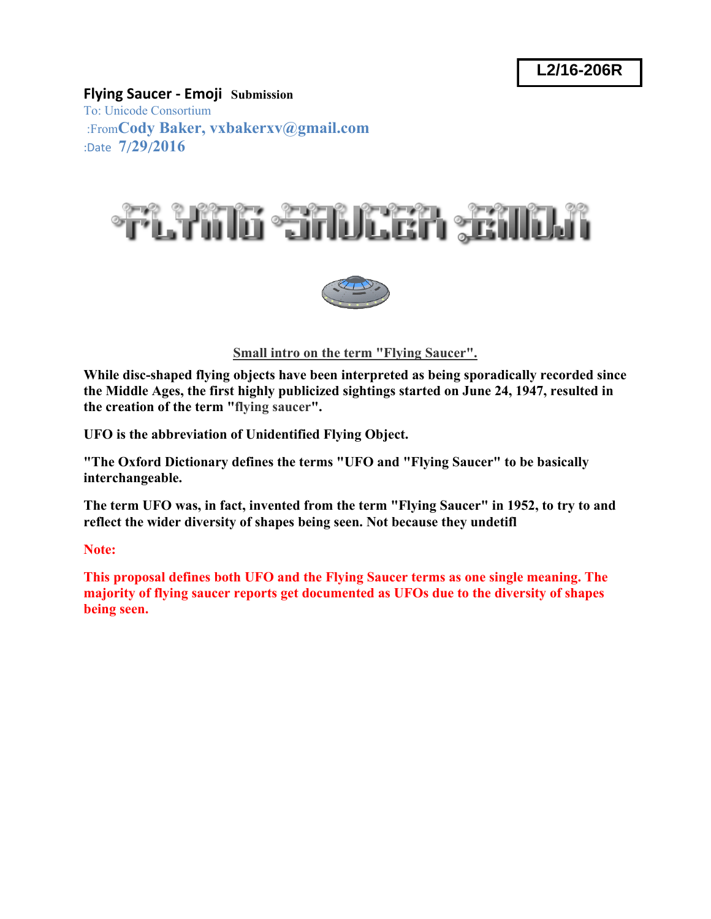L2/16-206R

**Flying Saucer - Emoji** **Submission**

To: Unicode Consortium

:From Cody Baker, vxbakerxv@gmail.com

:Date 7/29/2016

# FLYING SAUCER EMOJI

**Small intro on the term "Flying Saucer".**

**While disc-shaped flying objects have been interpreted as being sporadically recorded since the Middle Ages, the first highly publicized sightings started on June 24, 1947, resulted in the creation of the term "flying saucer".**

**UFO is the abbreviation of Unidentified Flying Object.**

**"The Oxford Dictionary defines the terms "UFO and "Flying Saucer" to be basically interchangeable.**

**The term UFO was, in fact, invented from the term "Flying Saucer" in 1952, to try to and reflect the wider diversity of shapes being seen. Not because they undetifl**

**Note:**

**This proposal defines both UFO and the Flying Saucer terms as one single meaning. The majority of flying saucer reports get documented as UFOs due to the diversity of shapes being seen.**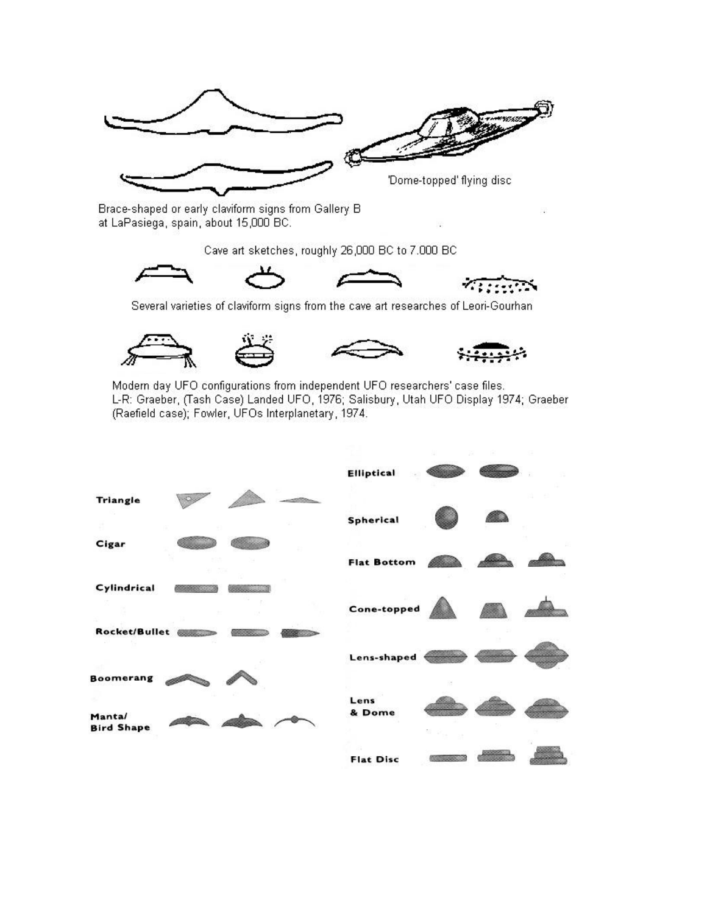'Dome-topped' flying disc

Brace-shaped or early claviform signs from Gallery B at LaPasiega, spain, about 15,000 BC.

Cave art sketches, roughly 26,000 BC to 7.000 BC

Several varieties of claviform signs from the cave art researches of Leori-Gourhan

Modern day UFO configurations from independent UFO researchers' case files.
L-R: Graeber, (Tash Case) Landed UFO, 1976; Salisbury, Utah UFO Display 1974; Graeber (Raefield case); Fowler, UFOs Interplanetary, 1974.

**Triangle**

**Cigar**

**Cylindrical**

**Rocket/Bullet**

**Boomerang**

**Manta/ Bird Shape**

**Elliptical**

**Spherical**

**Flat Bottom**

**Cone-topped**

**Lens-shaped**

**Lens & Dome**

**Flat Disc**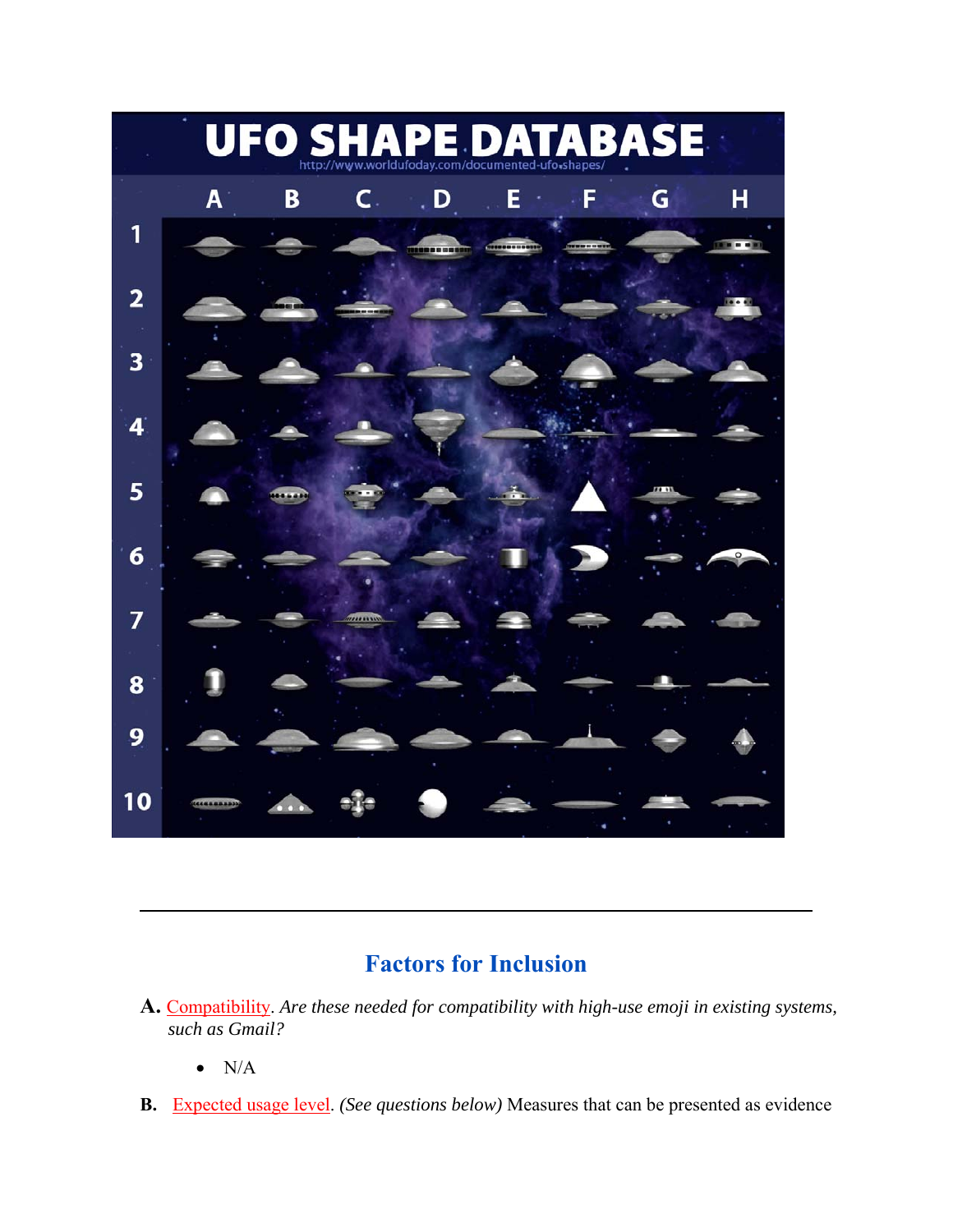---

## Factors for Inclusion

**A.** Compatibility. *Are these needed for compatibility with high-use emoji in existing systems, such as Gmail?*

- N/A

**B.** Expected usage level. *(See questions below)* Measures that can be presented as evidence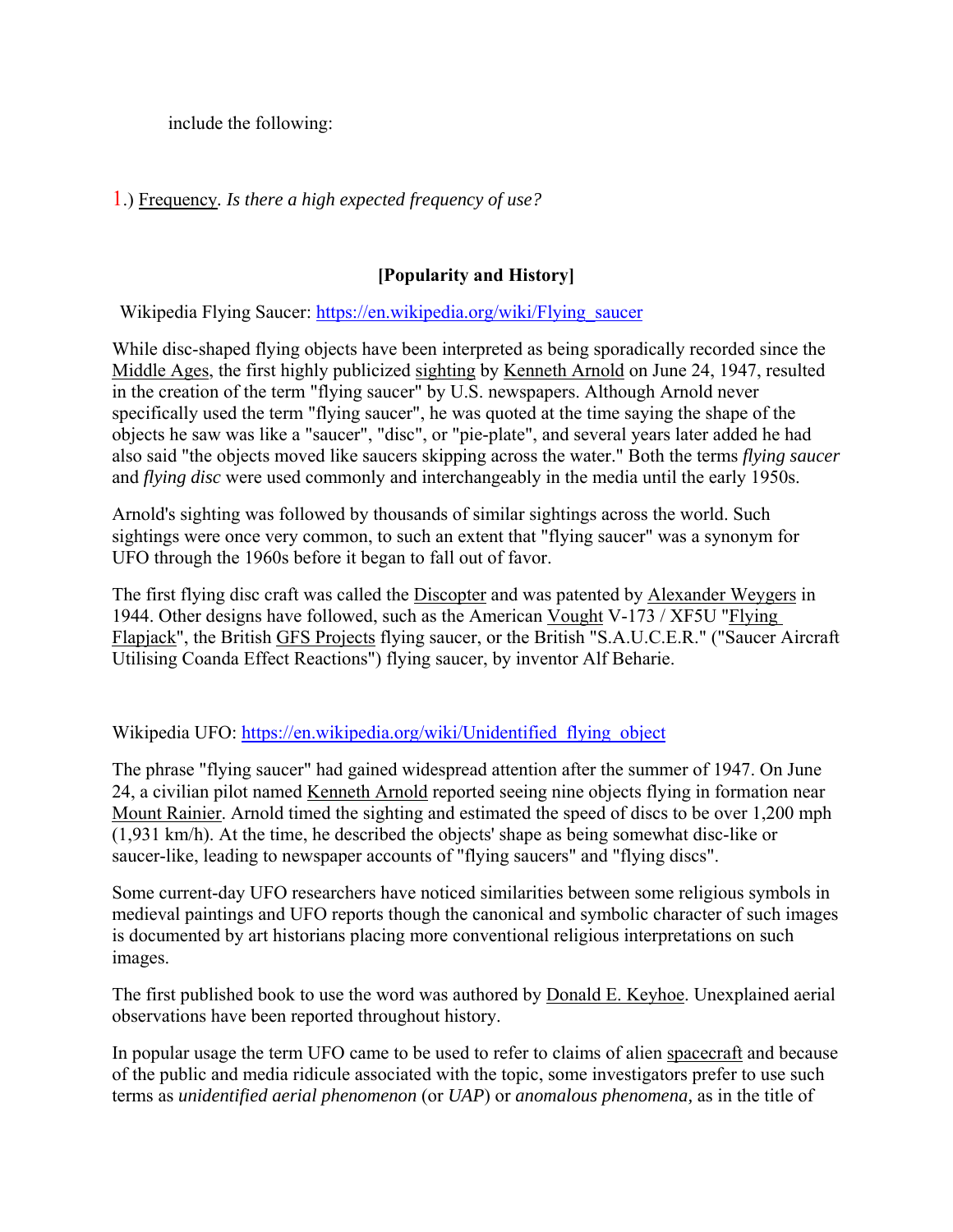include the following:

1.) Frequency. *Is there a high expected frequency of use?*

**[Popularity and History]**

Wikipedia Flying Saucer: https://en.wikipedia.org/wiki/Flying_saucer

While disc-shaped flying objects have been interpreted as being sporadically recorded since the Middle Ages, the first highly publicized sighting by Kenneth Arnold on June 24, 1947, resulted in the creation of the term "flying saucer" by U.S. newspapers. Although Arnold never specifically used the term "flying saucer", he was quoted at the time saying the shape of the objects he saw was like a "saucer", "disc", or "pie-plate", and several years later added he had also said "the objects moved like saucers skipping across the water." Both the terms *flying saucer* and *flying disc* were used commonly and interchangeably in the media until the early 1950s.

Arnold's sighting was followed by thousands of similar sightings across the world. Such sightings were once very common, to such an extent that "flying saucer" was a synonym for UFO through the 1960s before it began to fall out of favor.

The first flying disc craft was called the Discopter and was patented by Alexander Weygers in 1944. Other designs have followed, such as the American Vought V-173 / XF5U "Flying Flapjack", the British GFS Projects flying saucer, or the British "S.A.U.C.E.R." ("Saucer Aircraft Utilising Coanda Effect Reactions") flying saucer, by inventor Alf Beharie.

Wikipedia UFO: https://en.wikipedia.org/wiki/Unidentified_flying_object

The phrase "flying saucer" had gained widespread attention after the summer of 1947. On June 24, a civilian pilot named Kenneth Arnold reported seeing nine objects flying in formation near Mount Rainier. Arnold timed the sighting and estimated the speed of discs to be over 1,200 mph (1,931 km/h). At the time, he described the objects' shape as being somewhat disc-like or saucer-like, leading to newspaper accounts of "flying saucers" and "flying discs".

Some current-day UFO researchers have noticed similarities between some religious symbols in medieval paintings and UFO reports though the canonical and symbolic character of such images is documented by art historians placing more conventional religious interpretations on such images.

The first published book to use the word was authored by Donald E. Keyhoe. Unexplained aerial observations have been reported throughout history.

In popular usage the term UFO came to be used to refer to claims of alien spacecraft and because of the public and media ridicule associated with the topic, some investigators prefer to use such terms as *unidentified aerial phenomenon* (or *UAP*) or *anomalous phenomena,* as in the title of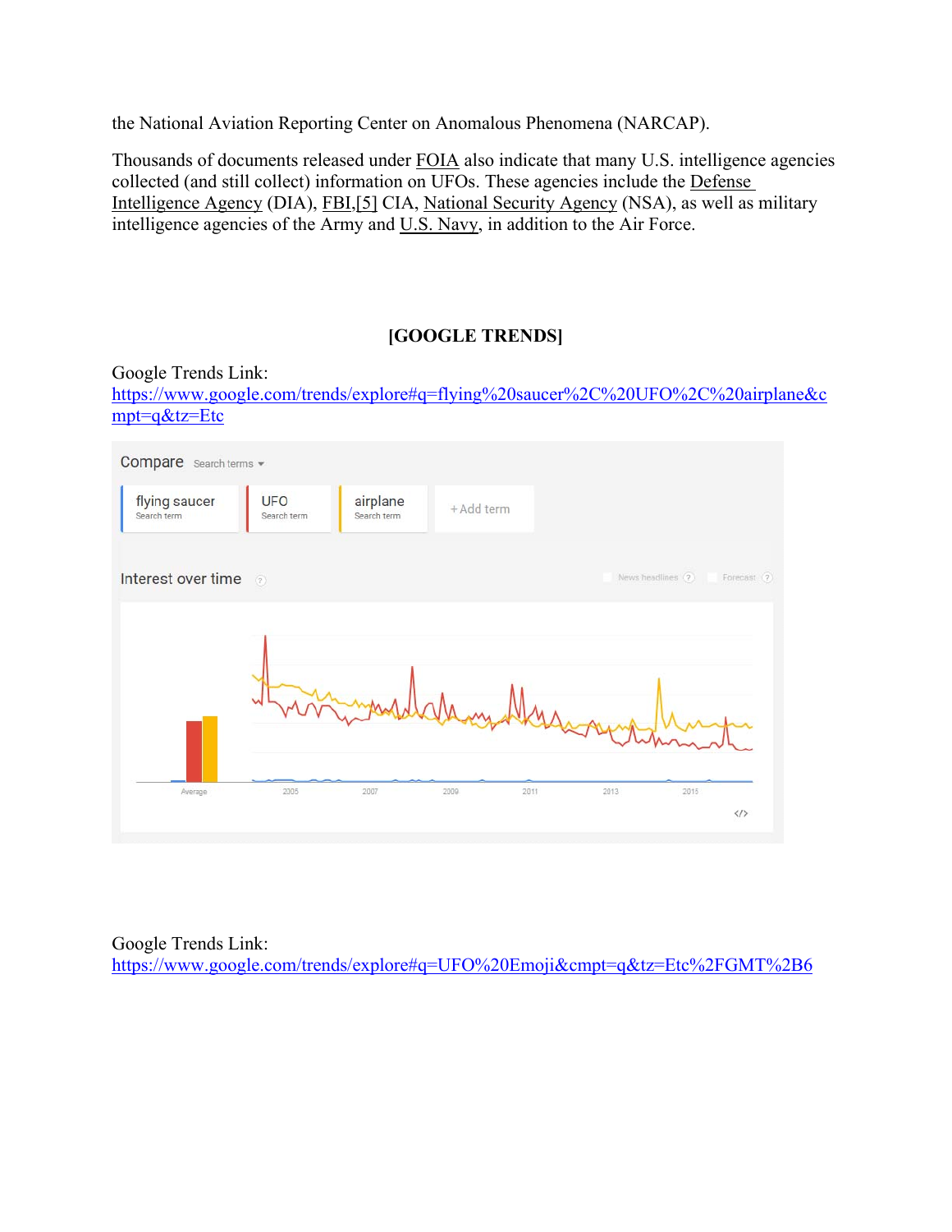the National Aviation Reporting Center on Anomalous Phenomena (NARCAP).

Thousands of documents released under FOIA also indicate that many U.S. intelligence agencies collected (and still collect) information on UFOs. These agencies include the Defense Intelligence Agency (DIA), FBI,[5] CIA, National Security Agency (NSA), as well as military intelligence agencies of the Army and U.S. Navy, in addition to the Air Force.

**[GOOGLE TRENDS]**

Google Trends Link:
https://www.google.com/trends/explore#q=flying%20saucer%2C%20UFO%2C%20airplane&cmpt=q&tz=Etc

Google Trends Link:
https://www.google.com/trends/explore#q=UFO%20Emoji&cmpt=q&tz=Etc%2FGMT%2B6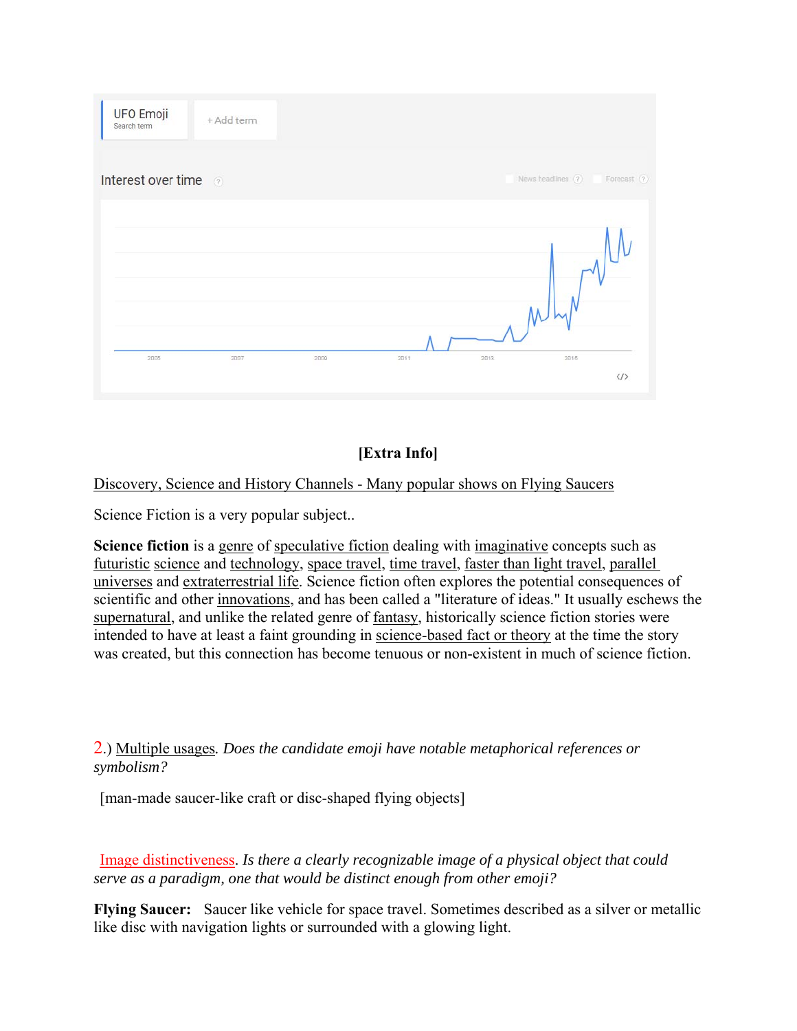UFO Emoji
Search term

+ Add term

Interest over time

News headlines   Forecast

2005   2007   2009   2011   2013   2015

**[Extra Info]**

Discovery, Science and History Channels - Many popular shows on Flying Saucers

Science Fiction is a very popular subject..

**Science fiction** is a genre of speculative fiction dealing with imaginative concepts such as futuristic science and technology, space travel, time travel, faster than light travel, parallel universes and extraterrestrial life. Science fiction often explores the potential consequences of scientific and other innovations, and has been called a "literature of ideas." It usually eschews the supernatural, and unlike the related genre of fantasy, historically science fiction stories were intended to have at least a faint grounding in science-based fact or theory at the time the story was created, but this connection has become tenuous or non-existent in much of science fiction.

2.) Multiple usages. *Does the candidate emoji have notable metaphorical references or symbolism?*

[man-made saucer-like craft or disc-shaped flying objects]

Image distinctiveness. *Is there a clearly recognizable image of a physical object that could serve as a paradigm, one that would be distinct enough from other emoji?*

**Flying Saucer:** Saucer like vehicle for space travel. Sometimes described as a silver or metallic like disc with navigation lights or surrounded with a glowing light.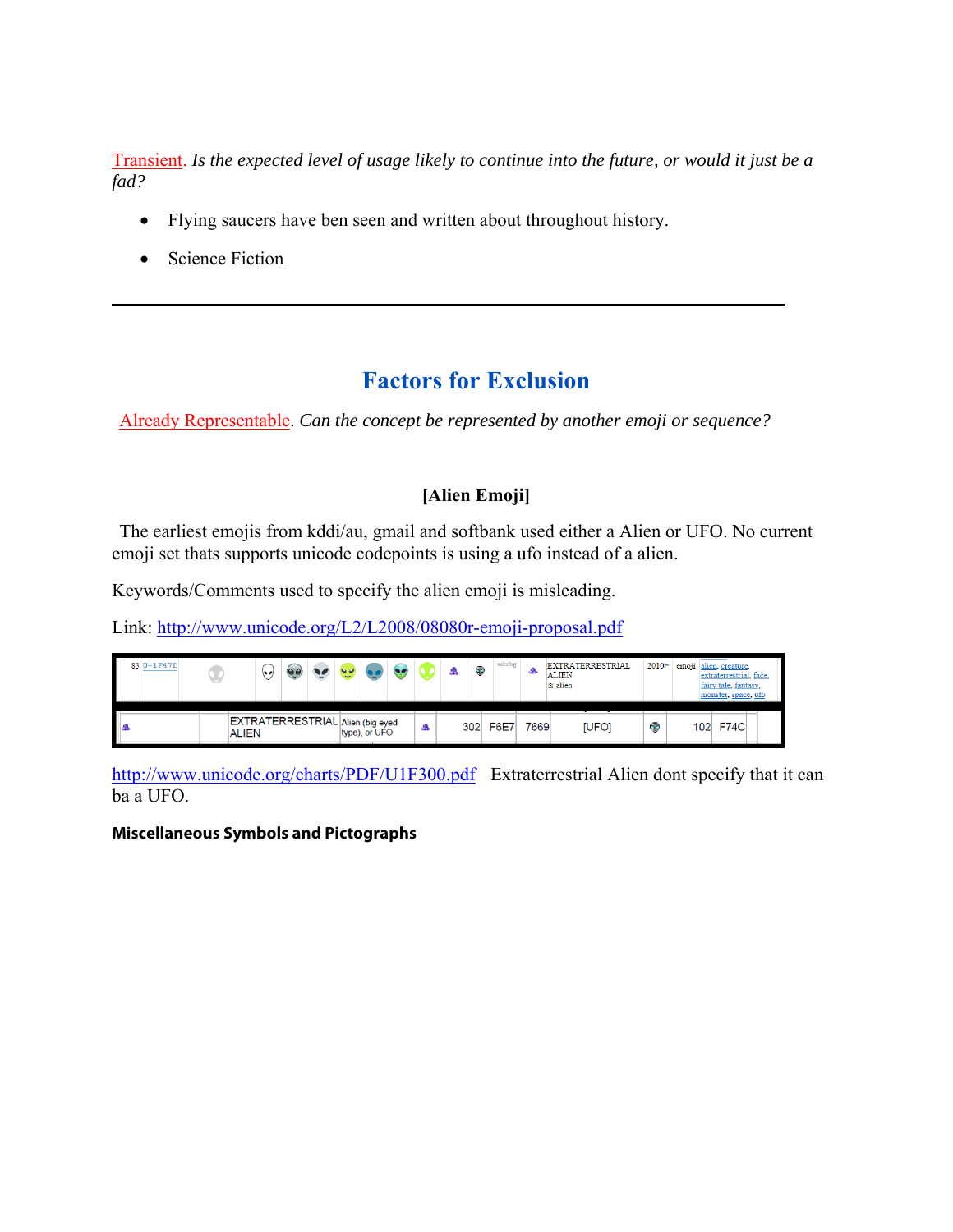Transient. *Is the expected level of usage likely to continue into the future, or would it just be a fad?*

- Flying saucers have ben seen and written about throughout history.
- Science Fiction

---

## Factors for Exclusion

Already Representable. *Can the concept be represented by another emoji or sequence?*

**[Alien Emoji]**

The earliest emojis from kddi/au, gmail and softbank used either a Alien or UFO. No current emoji set thats supports unicode codepoints is using a ufo instead of a alien.

Keywords/Comments used to specify the alien emoji is misleading.

Link: http://www.unicode.org/L2/L2008/08080r-emoji-proposal.pdf

| 83 | U+1F47D | | | | | | | | | | missing | | EXTRATERRESTRIAL ALIEN ≈ alien | 2010ʷ | emoji | alien, creature, extraterrestrial, face, fairy tale, fantasy, monster, space, ufo |
|---|---|---|---|---|---|---|---|---|---|---|---|---|---|---|---|---|

| | | EXTRATERRESTRIAL ALIEN | Alien (big eyed type), or UFO | | 302 | F6E7 | 7669 | [UFO] | | 102 | F74C |
|---|---|---|---|---|---|---|---|---|---|---|---|

http://www.unicode.org/charts/PDF/U1F300.pdf Extraterrestrial Alien dont specify that it can ba a UFO.

**Miscellaneous Symbols and Pictographs**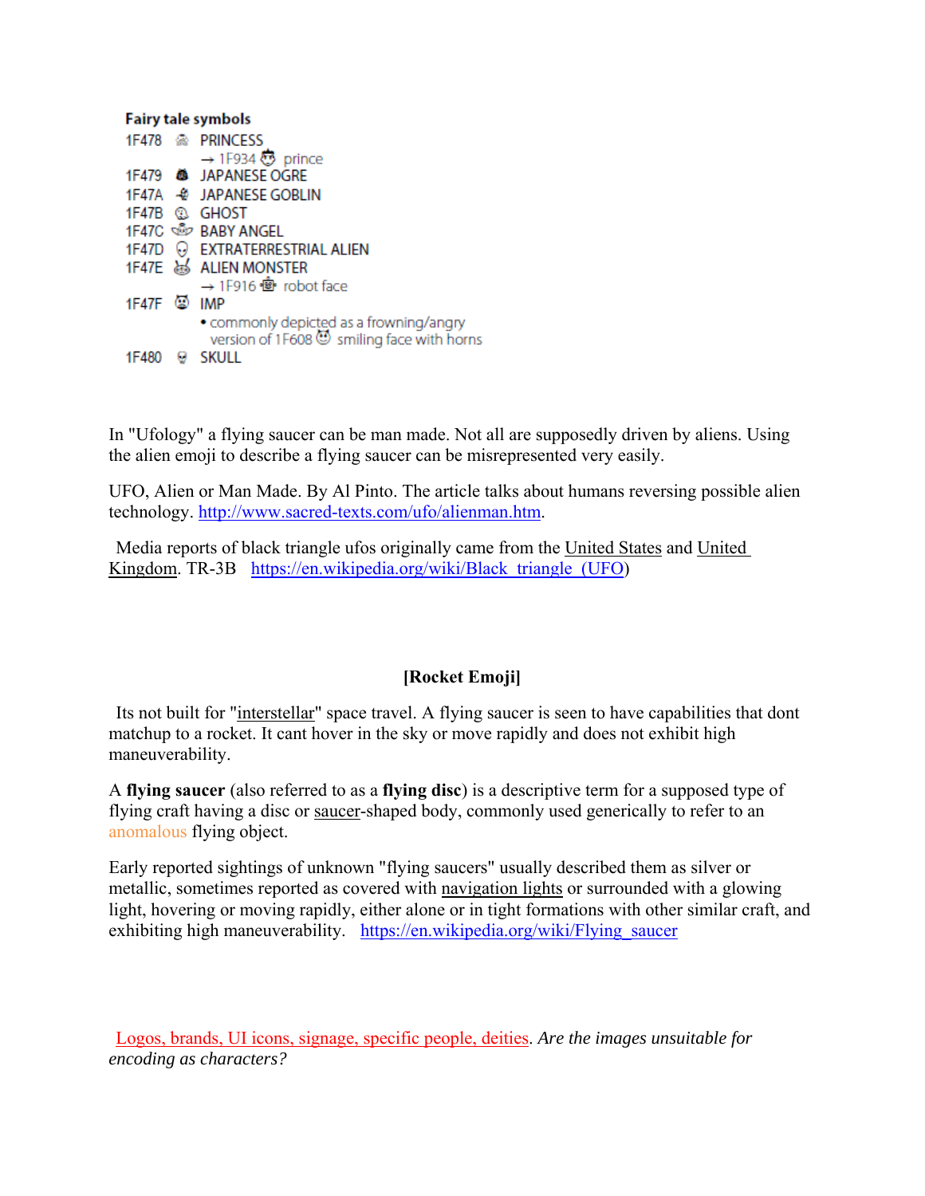**Fairy tale symbols**

1F478 PRINCESS
→ 1F934 prince
1F479 JAPANESE OGRE
1F47A JAPANESE GOBLIN
1F47B GHOST
1F47C BABY ANGEL
1F47D EXTRATERRESTRIAL ALIEN
1F47E ALIEN MONSTER
→ 1F916 robot face
1F47F IMP
• commonly depicted as a frowning/angry version of 1F608 smiling face with horns
1F480 SKULL

In "Ufology" a flying saucer can be man made. Not all are supposedly driven by aliens. Using the alien emoji to describe a flying saucer can be misrepresented very easily.

UFO, Alien or Man Made. By Al Pinto. The article talks about humans reversing possible alien technology. http://www.sacred-texts.com/ufo/alienman.htm.

Media reports of black triangle ufos originally came from the United States and United Kingdom. TR-3B https://en.wikipedia.org/wiki/Black_triangle_(UFO)

**[Rocket Emoji]**

Its not built for "interstellar" space travel. A flying saucer is seen to have capabilities that dont matchup to a rocket. It cant hover in the sky or move rapidly and does not exhibit high maneuverability.

A **flying saucer** (also referred to as a **flying disc**) is a descriptive term for a supposed type of flying craft having a disc or saucer-shaped body, commonly used generically to refer to an anomalous flying object.

Early reported sightings of unknown "flying saucers" usually described them as silver or metallic, sometimes reported as covered with navigation lights or surrounded with a glowing light, hovering or moving rapidly, either alone or in tight formations with other similar craft, and exhibiting high maneuverability. https://en.wikipedia.org/wiki/Flying_saucer

Logos, brands, UI icons, signage, specific people, deities. *Are the images unsuitable for encoding as characters?*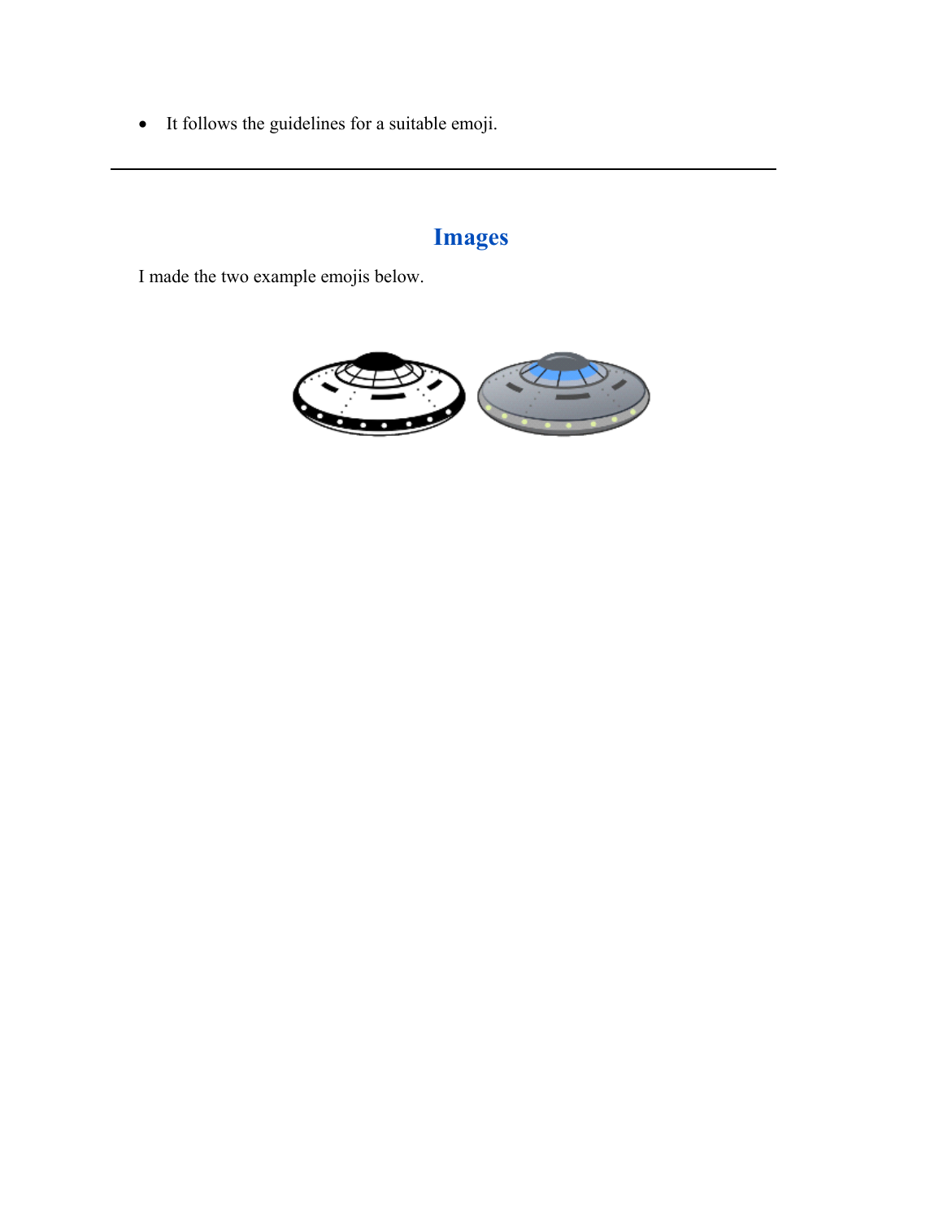- It follows the guidelines for a suitable emoji.

---

## Images

I made the two example emojis below.